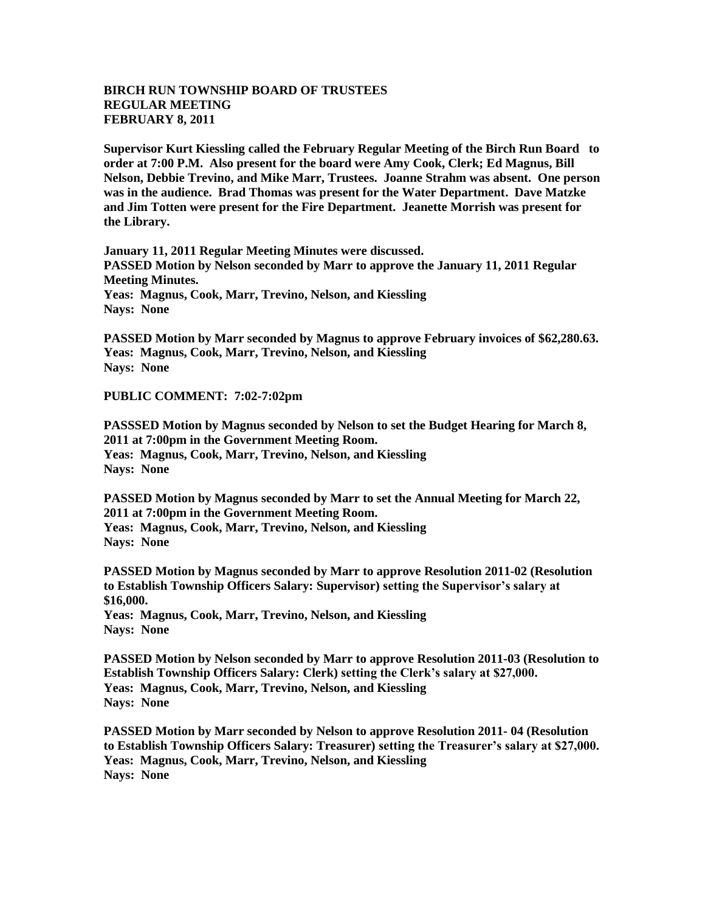**BIRCH RUN TOWNSHIP BOARD OF TRUSTEES**
**REGULAR MEETING**
**FEBRUARY 8, 2011**

**Supervisor Kurt Kiessling called the February Regular Meeting of the Birch Run Board to order at 7:00 P.M. Also present for the board were Amy Cook, Clerk; Ed Magnus, Bill Nelson, Debbie Trevino, and Mike Marr, Trustees. Joanne Strahm was absent. One person was in the audience. Brad Thomas was present for the Water Department. Dave Matzke and Jim Totten were present for the Fire Department. Jeanette Morrish was present for the Library.**

**January 11, 2011 Regular Meeting Minutes were discussed.**
**PASSED Motion by Nelson seconded by Marr to approve the January 11, 2011 Regular Meeting Minutes.**
**Yeas: Magnus, Cook, Marr, Trevino, Nelson, and Kiessling**
**Nays: None**

**PASSED Motion by Marr seconded by Magnus to approve February invoices of $62,280.63.**
**Yeas: Magnus, Cook, Marr, Trevino, Nelson, and Kiessling**
**Nays: None**

**PUBLIC COMMENT: 7:02-7:02pm**

**PASSSED Motion by Magnus seconded by Nelson to set the Budget Hearing for March 8, 2011 at 7:00pm in the Government Meeting Room.**
**Yeas: Magnus, Cook, Marr, Trevino, Nelson, and Kiessling**
**Nays: None**

**PASSED Motion by Magnus seconded by Marr to set the Annual Meeting for March 22, 2011 at 7:00pm in the Government Meeting Room.**
**Yeas: Magnus, Cook, Marr, Trevino, Nelson, and Kiessling**
**Nays: None**

**PASSED Motion by Magnus seconded by Marr to approve Resolution 2011-02 (Resolution to Establish Township Officers Salary: Supervisor) setting the Supervisor's salary at $16,000.**
**Yeas: Magnus, Cook, Marr, Trevino, Nelson, and Kiessling**
**Nays: None**

**PASSED Motion by Nelson seconded by Marr to approve Resolution 2011-03 (Resolution to Establish Township Officers Salary: Clerk) setting the Clerk's salary at $27,000.**
**Yeas: Magnus, Cook, Marr, Trevino, Nelson, and Kiessling**
**Nays: None**

**PASSED Motion by Marr seconded by Nelson to approve Resolution 2011- 04 (Resolution to Establish Township Officers Salary: Treasurer) setting the Treasurer's salary at $27,000.**
**Yeas: Magnus, Cook, Marr, Trevino, Nelson, and Kiessling**
**Nays: None**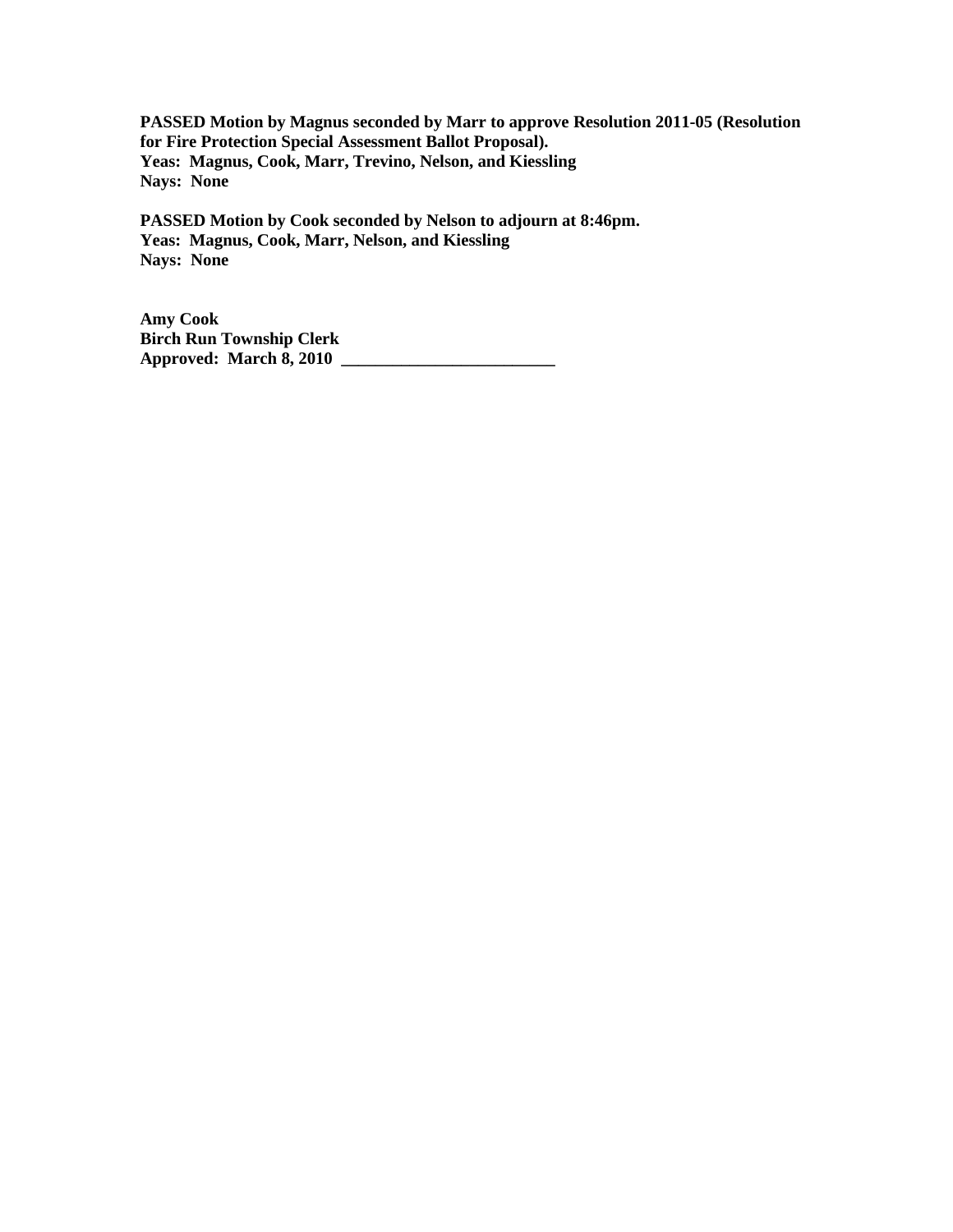**PASSED Motion by Magnus seconded by Marr to approve Resolution 2011-05 (Resolution for Fire Protection Special Assessment Ballot Proposal).**
**Yeas: Magnus, Cook, Marr, Trevino, Nelson, and Kiessling**
**Nays: None**

**PASSED Motion by Cook seconded by Nelson to adjourn at 8:46pm.**
**Yeas: Magnus, Cook, Marr, Nelson, and Kiessling**
**Nays: None**

**Amy Cook**
**Birch Run Township Clerk**
**Approved: March 8, 2010 \_\_\_\_\_\_\_\_\_\_\_\_\_\_\_\_\_\_\_\_\_\_\_\_\_\_**